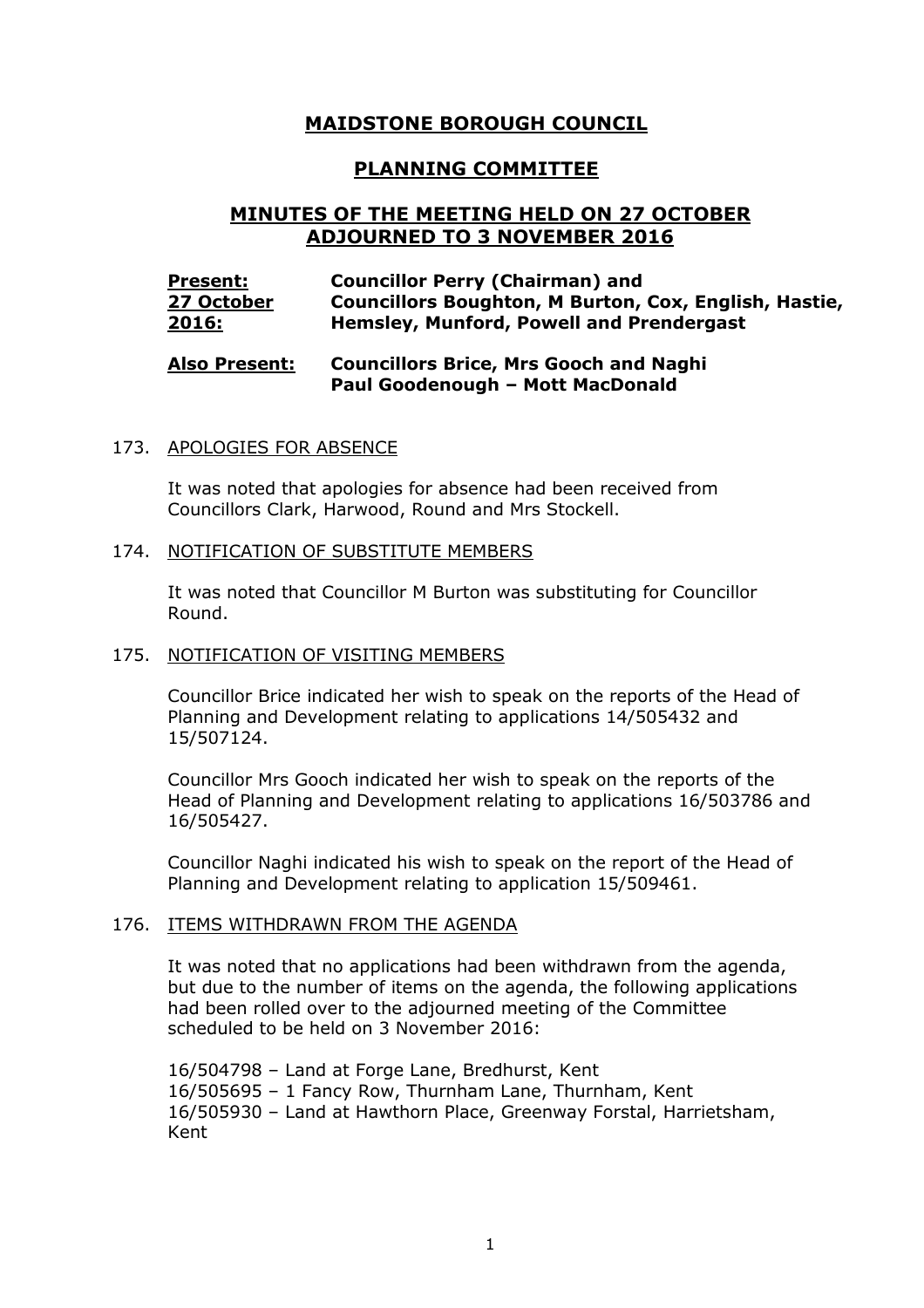# MAIDSTONE BOROUGH COUNCIL

## PLANNING COMMITTEE

## MINUTES OF THE MEETING HELD ON 27 OCTOBER ADJOURNED TO 3 NOVEMBER 2016

| | |
|---|---|
| **Present: 27 October 2016:** | **Councillor Perry (Chairman) and Councillors Boughton, M Burton, Cox, English, Hastie, Hemsley, Munford, Powell and Prendergast** |
| **Also Present:** | **Councillors Brice, Mrs Gooch and Naghi**<br>**Paul Goodenough – Mott MacDonald** |

173. APOLOGIES FOR ABSENCE

It was noted that apologies for absence had been received from Councillors Clark, Harwood, Round and Mrs Stockell.

174. NOTIFICATION OF SUBSTITUTE MEMBERS

It was noted that Councillor M Burton was substituting for Councillor Round.

175. NOTIFICATION OF VISITING MEMBERS

Councillor Brice indicated her wish to speak on the reports of the Head of Planning and Development relating to applications 14/505432 and 15/507124.

Councillor Mrs Gooch indicated her wish to speak on the reports of the Head of Planning and Development relating to applications 16/503786 and 16/505427.

Councillor Naghi indicated his wish to speak on the report of the Head of Planning and Development relating to application 15/509461.

176. ITEMS WITHDRAWN FROM THE AGENDA

It was noted that no applications had been withdrawn from the agenda, but due to the number of items on the agenda, the following applications had been rolled over to the adjourned meeting of the Committee scheduled to be held on 3 November 2016:

16/504798 – Land at Forge Lane, Bredhurst, Kent
16/505695 – 1 Fancy Row, Thurnham Lane, Thurnham, Kent
16/505930 – Land at Hawthorn Place, Greenway Forstal, Harrietsham, Kent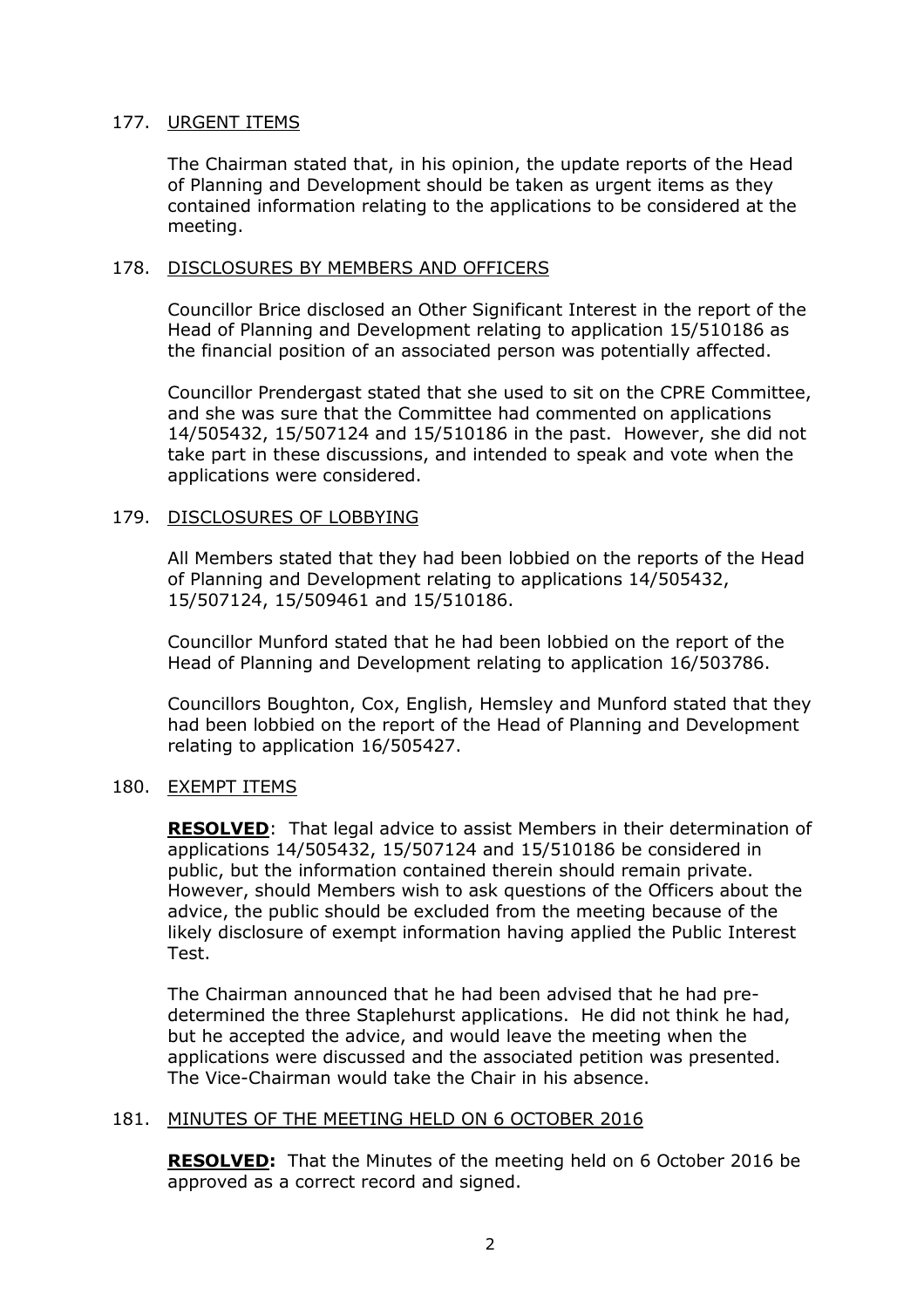177. URGENT ITEMS

The Chairman stated that, in his opinion, the update reports of the Head of Planning and Development should be taken as urgent items as they contained information relating to the applications to be considered at the meeting.

178. DISCLOSURES BY MEMBERS AND OFFICERS

Councillor Brice disclosed an Other Significant Interest in the report of the Head of Planning and Development relating to application 15/510186 as the financial position of an associated person was potentially affected.

Councillor Prendergast stated that she used to sit on the CPRE Committee, and she was sure that the Committee had commented on applications 14/505432, 15/507124 and 15/510186 in the past. However, she did not take part in these discussions, and intended to speak and vote when the applications were considered.

179. DISCLOSURES OF LOBBYING

All Members stated that they had been lobbied on the reports of the Head of Planning and Development relating to applications 14/505432, 15/507124, 15/509461 and 15/510186.

Councillor Munford stated that he had been lobbied on the report of the Head of Planning and Development relating to application 16/503786.

Councillors Boughton, Cox, English, Hemsley and Munford stated that they had been lobbied on the report of the Head of Planning and Development relating to application 16/505427.

180. EXEMPT ITEMS

**RESOLVED**: That legal advice to assist Members in their determination of applications 14/505432, 15/507124 and 15/510186 be considered in public, but the information contained therein should remain private. However, should Members wish to ask questions of the Officers about the advice, the public should be excluded from the meeting because of the likely disclosure of exempt information having applied the Public Interest Test.

The Chairman announced that he had been advised that he had pre-determined the three Staplehurst applications. He did not think he had, but he accepted the advice, and would leave the meeting when the applications were discussed and the associated petition was presented. The Vice-Chairman would take the Chair in his absence.

181. MINUTES OF THE MEETING HELD ON 6 OCTOBER 2016

**RESOLVED:** That the Minutes of the meeting held on 6 October 2016 be approved as a correct record and signed.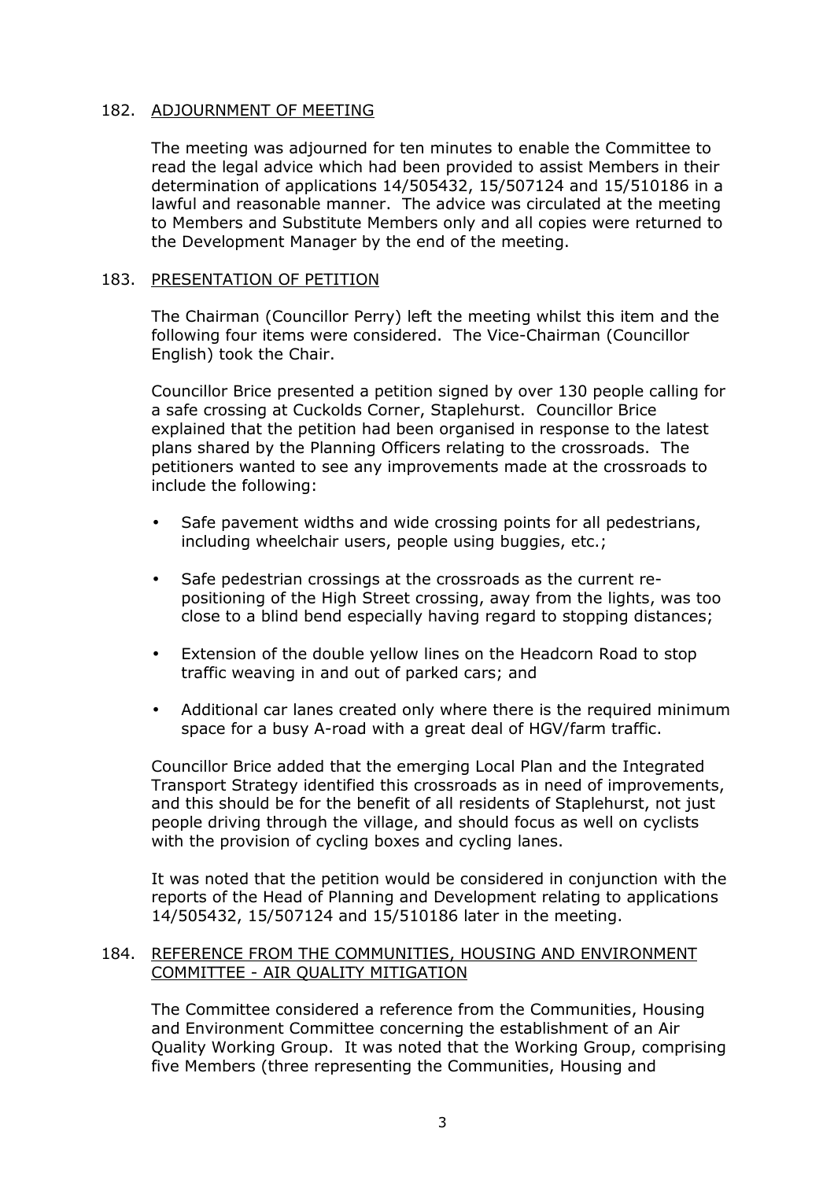## 182. ADJOURNMENT OF MEETING

The meeting was adjourned for ten minutes to enable the Committee to read the legal advice which had been provided to assist Members in their determination of applications 14/505432, 15/507124 and 15/510186 in a lawful and reasonable manner. The advice was circulated at the meeting to Members and Substitute Members only and all copies were returned to the Development Manager by the end of the meeting.

## 183. PRESENTATION OF PETITION

The Chairman (Councillor Perry) left the meeting whilst this item and the following four items were considered. The Vice-Chairman (Councillor English) took the Chair.

Councillor Brice presented a petition signed by over 130 people calling for a safe crossing at Cuckolds Corner, Staplehurst. Councillor Brice explained that the petition had been organised in response to the latest plans shared by the Planning Officers relating to the crossroads. The petitioners wanted to see any improvements made at the crossroads to include the following:

- Safe pavement widths and wide crossing points for all pedestrians, including wheelchair users, people using buggies, etc.;
- Safe pedestrian crossings at the crossroads as the current re-positioning of the High Street crossing, away from the lights, was too close to a blind bend especially having regard to stopping distances;
- Extension of the double yellow lines on the Headcorn Road to stop traffic weaving in and out of parked cars; and
- Additional car lanes created only where there is the required minimum space for a busy A-road with a great deal of HGV/farm traffic.

Councillor Brice added that the emerging Local Plan and the Integrated Transport Strategy identified this crossroads as in need of improvements, and this should be for the benefit of all residents of Staplehurst, not just people driving through the village, and should focus as well on cyclists with the provision of cycling boxes and cycling lanes.

It was noted that the petition would be considered in conjunction with the reports of the Head of Planning and Development relating to applications 14/505432, 15/507124 and 15/510186 later in the meeting.

## 184. REFERENCE FROM THE COMMUNITIES, HOUSING AND ENVIRONMENT COMMITTEE - AIR QUALITY MITIGATION

The Committee considered a reference from the Communities, Housing and Environment Committee concerning the establishment of an Air Quality Working Group. It was noted that the Working Group, comprising five Members (three representing the Communities, Housing and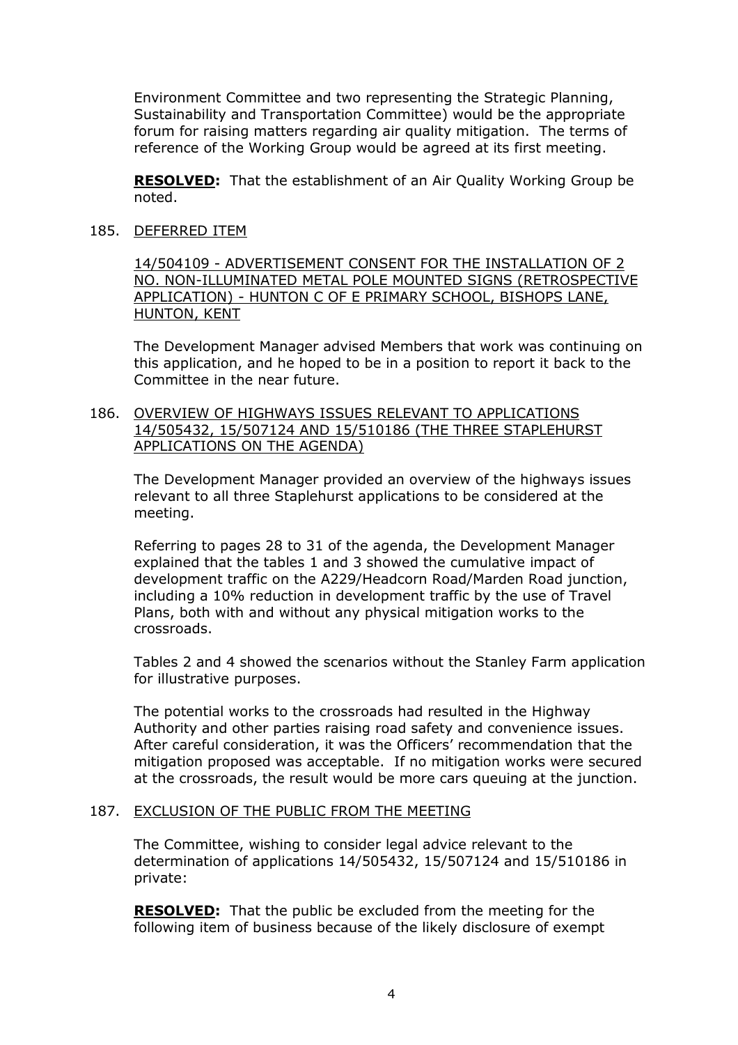Environment Committee and two representing the Strategic Planning, Sustainability and Transportation Committee) would be the appropriate forum for raising matters regarding air quality mitigation. The terms of reference of the Working Group would be agreed at its first meeting.

**RESOLVED:** That the establishment of an Air Quality Working Group be noted.

185. DEFERRED ITEM

14/504109 - ADVERTISEMENT CONSENT FOR THE INSTALLATION OF 2 NO. NON-ILLUMINATED METAL POLE MOUNTED SIGNS (RETROSPECTIVE APPLICATION) - HUNTON C OF E PRIMARY SCHOOL, BISHOPS LANE, HUNTON, KENT

The Development Manager advised Members that work was continuing on this application, and he hoped to be in a position to report it back to the Committee in the near future.

186. OVERVIEW OF HIGHWAYS ISSUES RELEVANT TO APPLICATIONS 14/505432, 15/507124 AND 15/510186 (THE THREE STAPLEHURST APPLICATIONS ON THE AGENDA)

The Development Manager provided an overview of the highways issues relevant to all three Staplehurst applications to be considered at the meeting.

Referring to pages 28 to 31 of the agenda, the Development Manager explained that the tables 1 and 3 showed the cumulative impact of development traffic on the A229/Headcorn Road/Marden Road junction, including a 10% reduction in development traffic by the use of Travel Plans, both with and without any physical mitigation works to the crossroads.

Tables 2 and 4 showed the scenarios without the Stanley Farm application for illustrative purposes.

The potential works to the crossroads had resulted in the Highway Authority and other parties raising road safety and convenience issues. After careful consideration, it was the Officers' recommendation that the mitigation proposed was acceptable. If no mitigation works were secured at the crossroads, the result would be more cars queuing at the junction.

187. EXCLUSION OF THE PUBLIC FROM THE MEETING

The Committee, wishing to consider legal advice relevant to the determination of applications 14/505432, 15/507124 and 15/510186 in private:

**RESOLVED:** That the public be excluded from the meeting for the following item of business because of the likely disclosure of exempt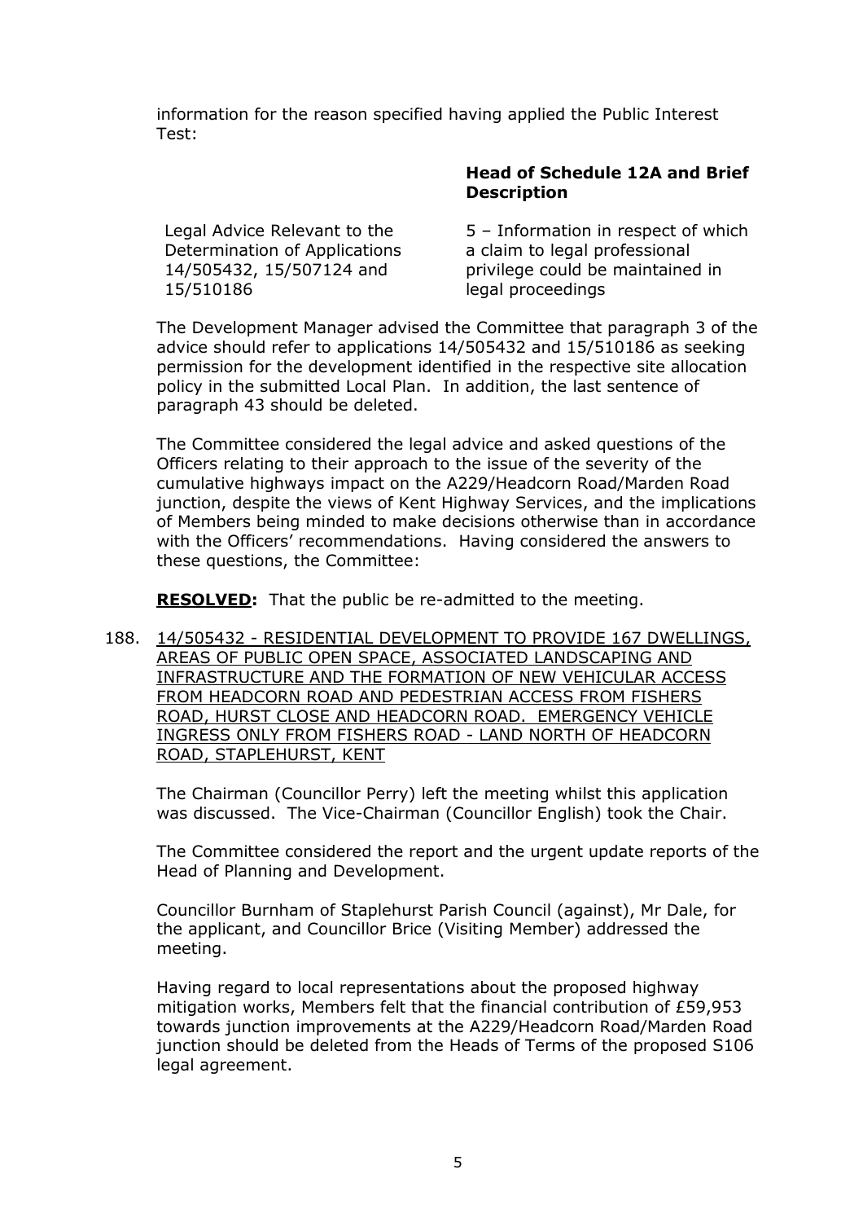information for the reason specified having applied the Public Interest Test:

| | Head of Schedule 12A and Brief Description |
|---|---|
| Legal Advice Relevant to the Determination of Applications 14/505432, 15/507124 and 15/510186 | 5 – Information in respect of which a claim to legal professional privilege could be maintained in legal proceedings |

The Development Manager advised the Committee that paragraph 3 of the advice should refer to applications 14/505432 and 15/510186 as seeking permission for the development identified in the respective site allocation policy in the submitted Local Plan. In addition, the last sentence of paragraph 43 should be deleted.

The Committee considered the legal advice and asked questions of the Officers relating to their approach to the issue of the severity of the cumulative highways impact on the A229/Headcorn Road/Marden Road junction, despite the views of Kent Highway Services, and the implications of Members being minded to make decisions otherwise than in accordance with the Officers' recommendations. Having considered the answers to these questions, the Committee:

**RESOLVED:** That the public be re-admitted to the meeting.

188. 14/505432 - RESIDENTIAL DEVELOPMENT TO PROVIDE 167 DWELLINGS, AREAS OF PUBLIC OPEN SPACE, ASSOCIATED LANDSCAPING AND INFRASTRUCTURE AND THE FORMATION OF NEW VEHICULAR ACCESS FROM HEADCORN ROAD AND PEDESTRIAN ACCESS FROM FISHERS ROAD, HURST CLOSE AND HEADCORN ROAD. EMERGENCY VEHICLE INGRESS ONLY FROM FISHERS ROAD - LAND NORTH OF HEADCORN ROAD, STAPLEHURST, KENT

The Chairman (Councillor Perry) left the meeting whilst this application was discussed. The Vice-Chairman (Councillor English) took the Chair.

The Committee considered the report and the urgent update reports of the Head of Planning and Development.

Councillor Burnham of Staplehurst Parish Council (against), Mr Dale, for the applicant, and Councillor Brice (Visiting Member) addressed the meeting.

Having regard to local representations about the proposed highway mitigation works, Members felt that the financial contribution of £59,953 towards junction improvements at the A229/Headcorn Road/Marden Road junction should be deleted from the Heads of Terms of the proposed S106 legal agreement.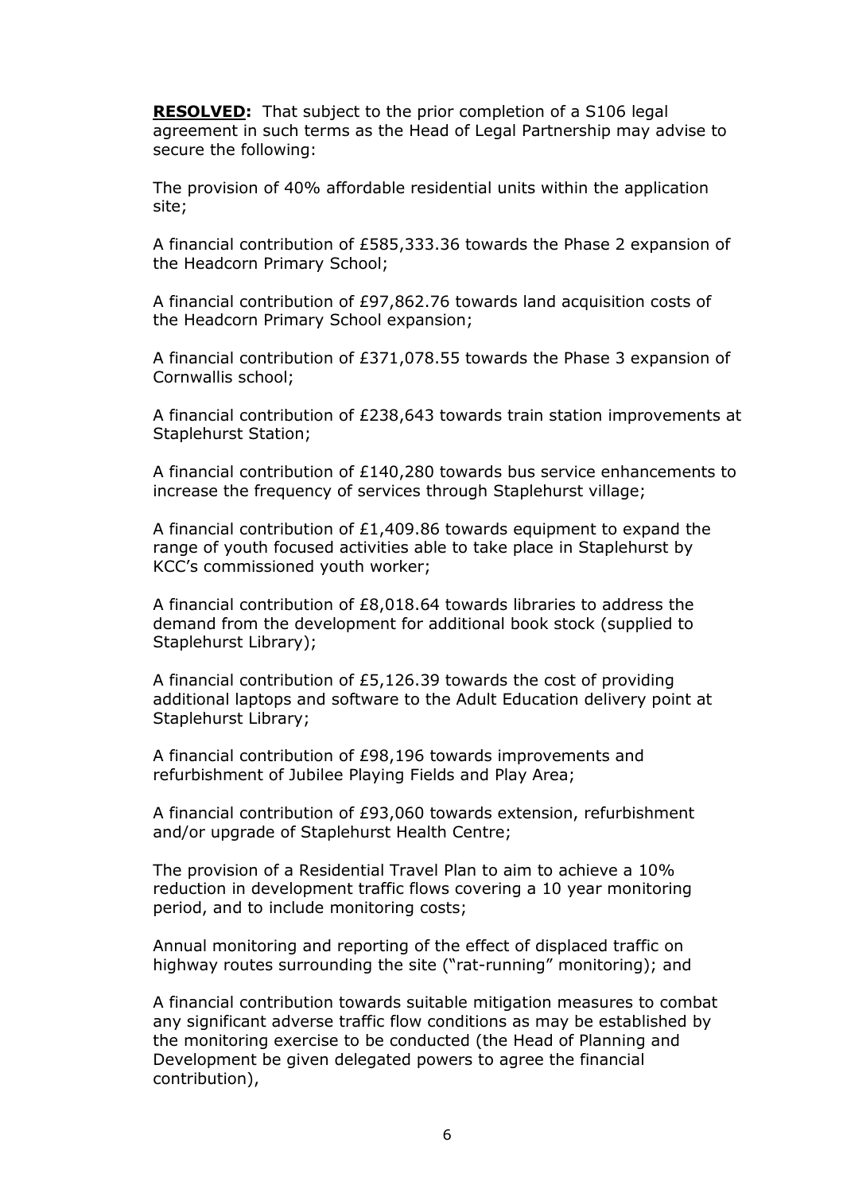**RESOLVED:** That subject to the prior completion of a S106 legal agreement in such terms as the Head of Legal Partnership may advise to secure the following:

The provision of 40% affordable residential units within the application site;

A financial contribution of £585,333.36 towards the Phase 2 expansion of the Headcorn Primary School;

A financial contribution of £97,862.76 towards land acquisition costs of the Headcorn Primary School expansion;

A financial contribution of £371,078.55 towards the Phase 3 expansion of Cornwallis school;

A financial contribution of £238,643 towards train station improvements at Staplehurst Station;

A financial contribution of £140,280 towards bus service enhancements to increase the frequency of services through Staplehurst village;

A financial contribution of £1,409.86 towards equipment to expand the range of youth focused activities able to take place in Staplehurst by KCC's commissioned youth worker;

A financial contribution of £8,018.64 towards libraries to address the demand from the development for additional book stock (supplied to Staplehurst Library);

A financial contribution of £5,126.39 towards the cost of providing additional laptops and software to the Adult Education delivery point at Staplehurst Library;

A financial contribution of £98,196 towards improvements and refurbishment of Jubilee Playing Fields and Play Area;

A financial contribution of £93,060 towards extension, refurbishment and/or upgrade of Staplehurst Health Centre;

The provision of a Residential Travel Plan to aim to achieve a 10% reduction in development traffic flows covering a 10 year monitoring period, and to include monitoring costs;

Annual monitoring and reporting of the effect of displaced traffic on highway routes surrounding the site ("rat-running" monitoring); and

A financial contribution towards suitable mitigation measures to combat any significant adverse traffic flow conditions as may be established by the monitoring exercise to be conducted (the Head of Planning and Development be given delegated powers to agree the financial contribution),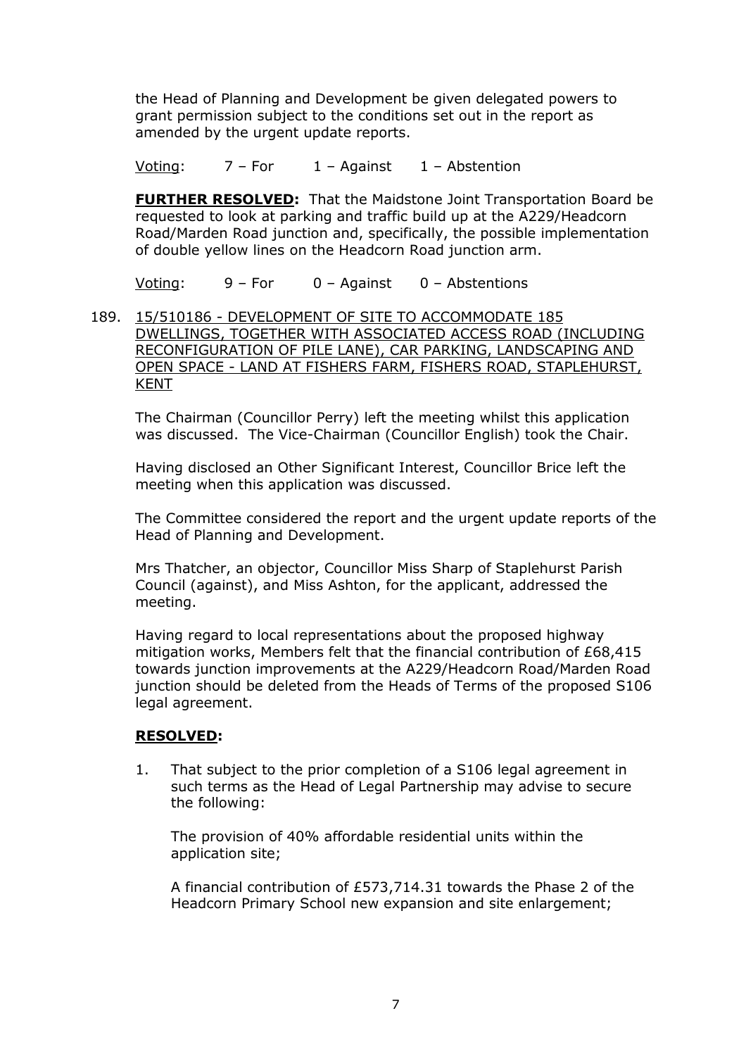the Head of Planning and Development be given delegated powers to grant permission subject to the conditions set out in the report as amended by the urgent update reports.

Voting: 7 – For 1 – Against 1 – Abstention

**FURTHER RESOLVED:** That the Maidstone Joint Transportation Board be requested to look at parking and traffic build up at the A229/Headcorn Road/Marden Road junction and, specifically, the possible implementation of double yellow lines on the Headcorn Road junction arm.

Voting: 9 – For 0 – Against 0 – Abstentions

189. 15/510186 - DEVELOPMENT OF SITE TO ACCOMMODATE 185 DWELLINGS, TOGETHER WITH ASSOCIATED ACCESS ROAD (INCLUDING RECONFIGURATION OF PILE LANE), CAR PARKING, LANDSCAPING AND OPEN SPACE - LAND AT FISHERS FARM, FISHERS ROAD, STAPLEHURST, KENT

The Chairman (Councillor Perry) left the meeting whilst this application was discussed. The Vice-Chairman (Councillor English) took the Chair.

Having disclosed an Other Significant Interest, Councillor Brice left the meeting when this application was discussed.

The Committee considered the report and the urgent update reports of the Head of Planning and Development.

Mrs Thatcher, an objector, Councillor Miss Sharp of Staplehurst Parish Council (against), and Miss Ashton, for the applicant, addressed the meeting.

Having regard to local representations about the proposed highway mitigation works, Members felt that the financial contribution of £68,415 towards junction improvements at the A229/Headcorn Road/Marden Road junction should be deleted from the Heads of Terms of the proposed S106 legal agreement.

**RESOLVED:**

1. That subject to the prior completion of a S106 legal agreement in such terms as the Head of Legal Partnership may advise to secure the following:

   The provision of 40% affordable residential units within the application site;

   A financial contribution of £573,714.31 towards the Phase 2 of the Headcorn Primary School new expansion and site enlargement;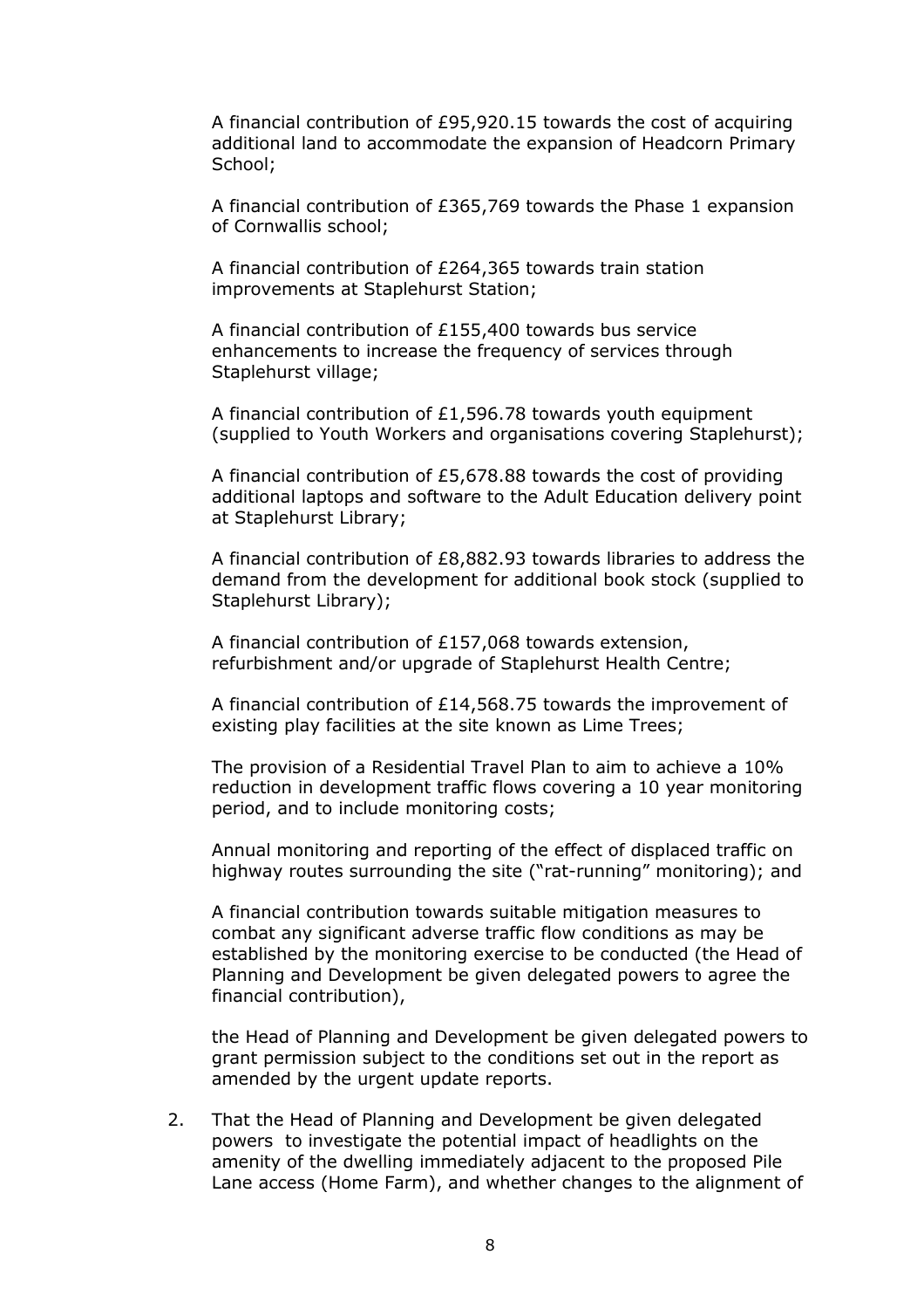A financial contribution of £95,920.15 towards the cost of acquiring additional land to accommodate the expansion of Headcorn Primary School;

A financial contribution of £365,769 towards the Phase 1 expansion of Cornwallis school;

A financial contribution of £264,365 towards train station improvements at Staplehurst Station;

A financial contribution of £155,400 towards bus service enhancements to increase the frequency of services through Staplehurst village;

A financial contribution of £1,596.78 towards youth equipment (supplied to Youth Workers and organisations covering Staplehurst);

A financial contribution of £5,678.88 towards the cost of providing additional laptops and software to the Adult Education delivery point at Staplehurst Library;

A financial contribution of £8,882.93 towards libraries to address the demand from the development for additional book stock (supplied to Staplehurst Library);

A financial contribution of £157,068 towards extension, refurbishment and/or upgrade of Staplehurst Health Centre;

A financial contribution of £14,568.75 towards the improvement of existing play facilities at the site known as Lime Trees;

The provision of a Residential Travel Plan to aim to achieve a 10% reduction in development traffic flows covering a 10 year monitoring period, and to include monitoring costs;

Annual monitoring and reporting of the effect of displaced traffic on highway routes surrounding the site ("rat-running" monitoring); and

A financial contribution towards suitable mitigation measures to combat any significant adverse traffic flow conditions as may be established by the monitoring exercise to be conducted (the Head of Planning and Development be given delegated powers to agree the financial contribution),

the Head of Planning and Development be given delegated powers to grant permission subject to the conditions set out in the report as amended by the urgent update reports.

2. That the Head of Planning and Development be given delegated powers to investigate the potential impact of headlights on the amenity of the dwelling immediately adjacent to the proposed Pile Lane access (Home Farm), and whether changes to the alignment of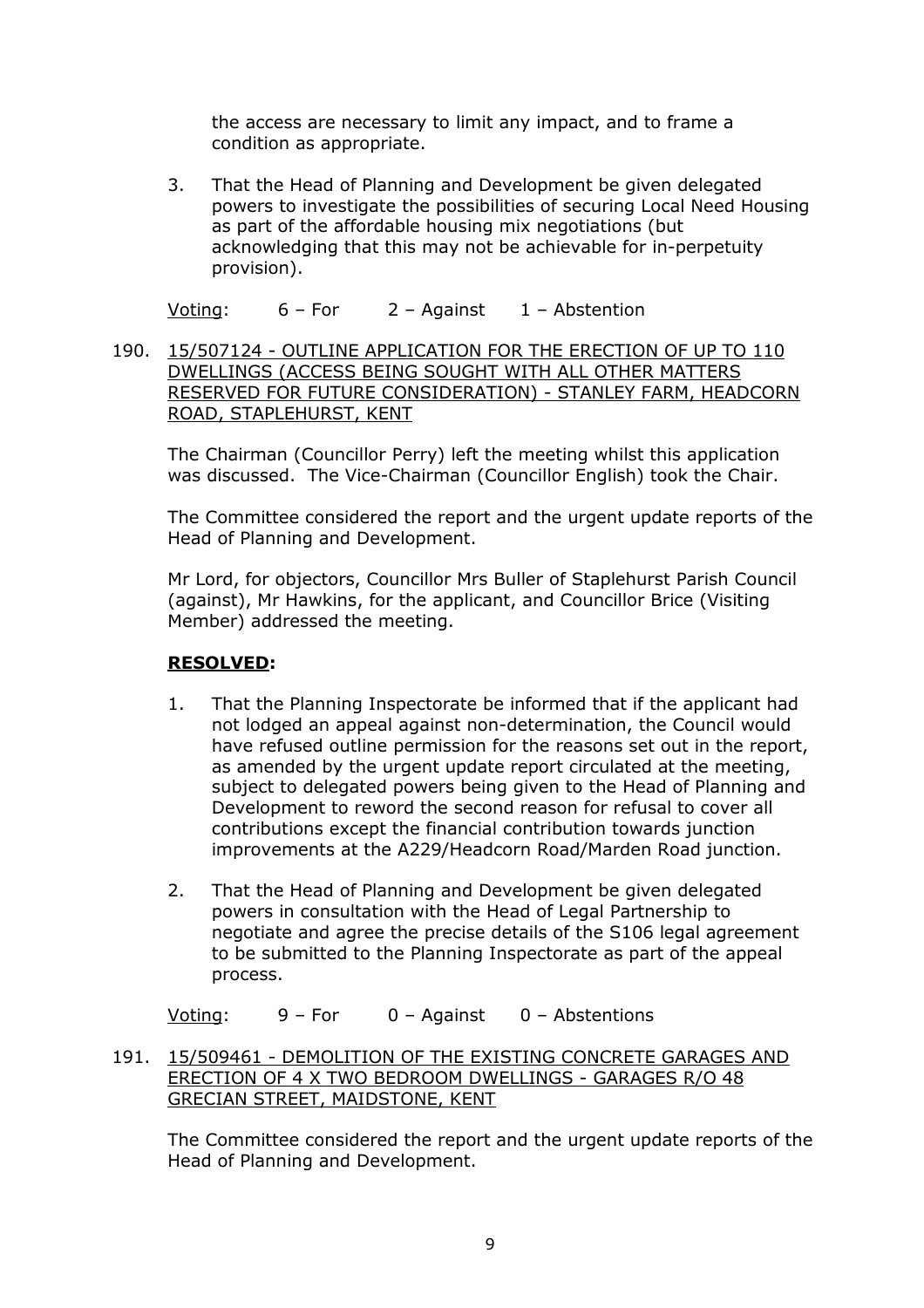the access are necessary to limit any impact, and to frame a condition as appropriate.

3. That the Head of Planning and Development be given delegated powers to investigate the possibilities of securing Local Need Housing as part of the affordable housing mix negotiations (but acknowledging that this may not be achievable for in-perpetuity provision).

Voting: 6 – For 2 – Against 1 – Abstention

190. 15/507124 - OUTLINE APPLICATION FOR THE ERECTION OF UP TO 110 DWELLINGS (ACCESS BEING SOUGHT WITH ALL OTHER MATTERS RESERVED FOR FUTURE CONSIDERATION) - STANLEY FARM, HEADCORN ROAD, STAPLEHURST, KENT

The Chairman (Councillor Perry) left the meeting whilst this application was discussed. The Vice-Chairman (Councillor English) took the Chair.

The Committee considered the report and the urgent update reports of the Head of Planning and Development.

Mr Lord, for objectors, Councillor Mrs Buller of Staplehurst Parish Council (against), Mr Hawkins, for the applicant, and Councillor Brice (Visiting Member) addressed the meeting.

**RESOLVED:**

1. That the Planning Inspectorate be informed that if the applicant had not lodged an appeal against non-determination, the Council would have refused outline permission for the reasons set out in the report, as amended by the urgent update report circulated at the meeting, subject to delegated powers being given to the Head of Planning and Development to reword the second reason for refusal to cover all contributions except the financial contribution towards junction improvements at the A229/Headcorn Road/Marden Road junction.

2. That the Head of Planning and Development be given delegated powers in consultation with the Head of Legal Partnership to negotiate and agree the precise details of the S106 legal agreement to be submitted to the Planning Inspectorate as part of the appeal process.

Voting: 9 – For 0 – Against 0 – Abstentions

191. 15/509461 - DEMOLITION OF THE EXISTING CONCRETE GARAGES AND ERECTION OF 4 X TWO BEDROOM DWELLINGS - GARAGES R/O 48 GRECIAN STREET, MAIDSTONE, KENT

The Committee considered the report and the urgent update reports of the Head of Planning and Development.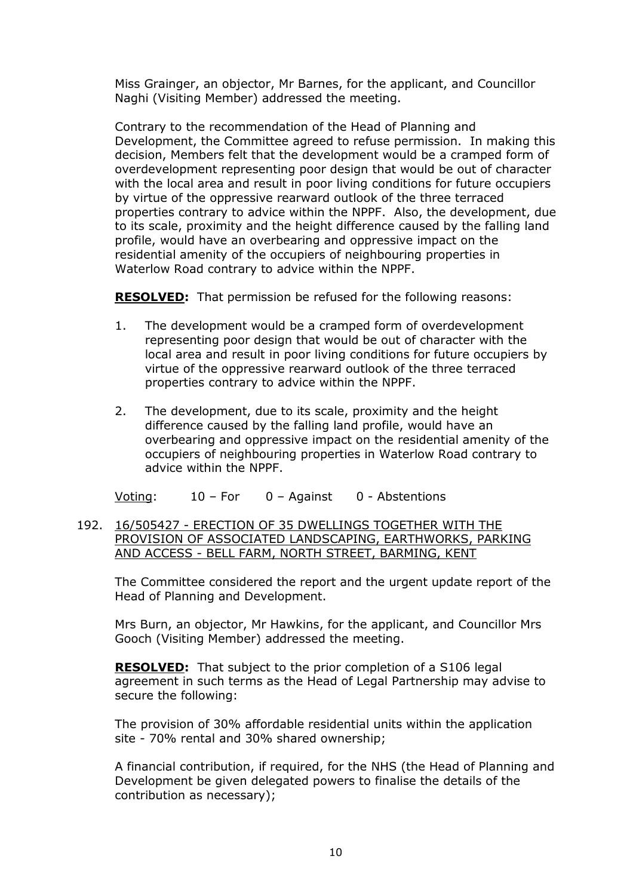Miss Grainger, an objector, Mr Barnes, for the applicant, and Councillor Naghi (Visiting Member) addressed the meeting.

Contrary to the recommendation of the Head of Planning and Development, the Committee agreed to refuse permission. In making this decision, Members felt that the development would be a cramped form of overdevelopment representing poor design that would be out of character with the local area and result in poor living conditions for future occupiers by virtue of the oppressive rearward outlook of the three terraced properties contrary to advice within the NPPF. Also, the development, due to its scale, proximity and the height difference caused by the falling land profile, would have an overbearing and oppressive impact on the residential amenity of the occupiers of neighbouring properties in Waterlow Road contrary to advice within the NPPF.

**RESOLVED:** That permission be refused for the following reasons:

1. The development would be a cramped form of overdevelopment representing poor design that would be out of character with the local area and result in poor living conditions for future occupiers by virtue of the oppressive rearward outlook of the three terraced properties contrary to advice within the NPPF.

2. The development, due to its scale, proximity and the height difference caused by the falling land profile, would have an overbearing and oppressive impact on the residential amenity of the occupiers of neighbouring properties in Waterlow Road contrary to advice within the NPPF.

Voting: 10 – For 0 – Against 0 - Abstentions

192. 16/505427 - ERECTION OF 35 DWELLINGS TOGETHER WITH THE PROVISION OF ASSOCIATED LANDSCAPING, EARTHWORKS, PARKING AND ACCESS - BELL FARM, NORTH STREET, BARMING, KENT

The Committee considered the report and the urgent update report of the Head of Planning and Development.

Mrs Burn, an objector, Mr Hawkins, for the applicant, and Councillor Mrs Gooch (Visiting Member) addressed the meeting.

**RESOLVED:** That subject to the prior completion of a S106 legal agreement in such terms as the Head of Legal Partnership may advise to secure the following:

The provision of 30% affordable residential units within the application site - 70% rental and 30% shared ownership;

A financial contribution, if required, for the NHS (the Head of Planning and Development be given delegated powers to finalise the details of the contribution as necessary);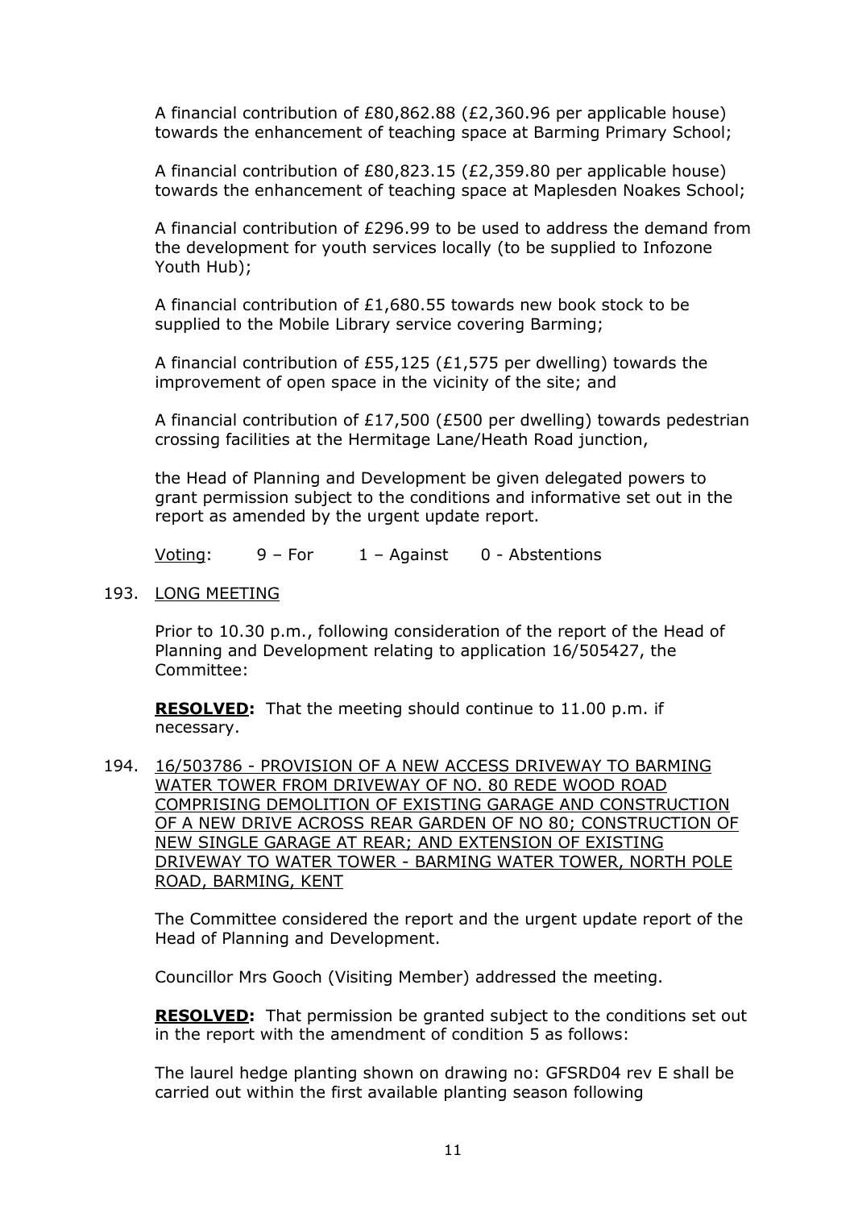A financial contribution of £80,862.88 (£2,360.96 per applicable house) towards the enhancement of teaching space at Barming Primary School;

A financial contribution of £80,823.15 (£2,359.80 per applicable house) towards the enhancement of teaching space at Maplesden Noakes School;

A financial contribution of £296.99 to be used to address the demand from the development for youth services locally (to be supplied to Infozone Youth Hub);

A financial contribution of £1,680.55 towards new book stock to be supplied to the Mobile Library service covering Barming;

A financial contribution of £55,125 (£1,575 per dwelling) towards the improvement of open space in the vicinity of the site; and

A financial contribution of £17,500 (£500 per dwelling) towards pedestrian crossing facilities at the Hermitage Lane/Heath Road junction,

the Head of Planning and Development be given delegated powers to grant permission subject to the conditions and informative set out in the report as amended by the urgent update report.

Voting: 9 – For 1 – Against 0 - Abstentions

193. LONG MEETING

Prior to 10.30 p.m., following consideration of the report of the Head of Planning and Development relating to application 16/505427, the Committee:

**RESOLVED:** That the meeting should continue to 11.00 p.m. if necessary.

194. 16/503786 - PROVISION OF A NEW ACCESS DRIVEWAY TO BARMING WATER TOWER FROM DRIVEWAY OF NO. 80 REDE WOOD ROAD COMPRISING DEMOLITION OF EXISTING GARAGE AND CONSTRUCTION OF A NEW DRIVE ACROSS REAR GARDEN OF NO 80; CONSTRUCTION OF NEW SINGLE GARAGE AT REAR; AND EXTENSION OF EXISTING DRIVEWAY TO WATER TOWER - BARMING WATER TOWER, NORTH POLE ROAD, BARMING, KENT

The Committee considered the report and the urgent update report of the Head of Planning and Development.

Councillor Mrs Gooch (Visiting Member) addressed the meeting.

**RESOLVED:** That permission be granted subject to the conditions set out in the report with the amendment of condition 5 as follows:

The laurel hedge planting shown on drawing no: GFSRD04 rev E shall be carried out within the first available planting season following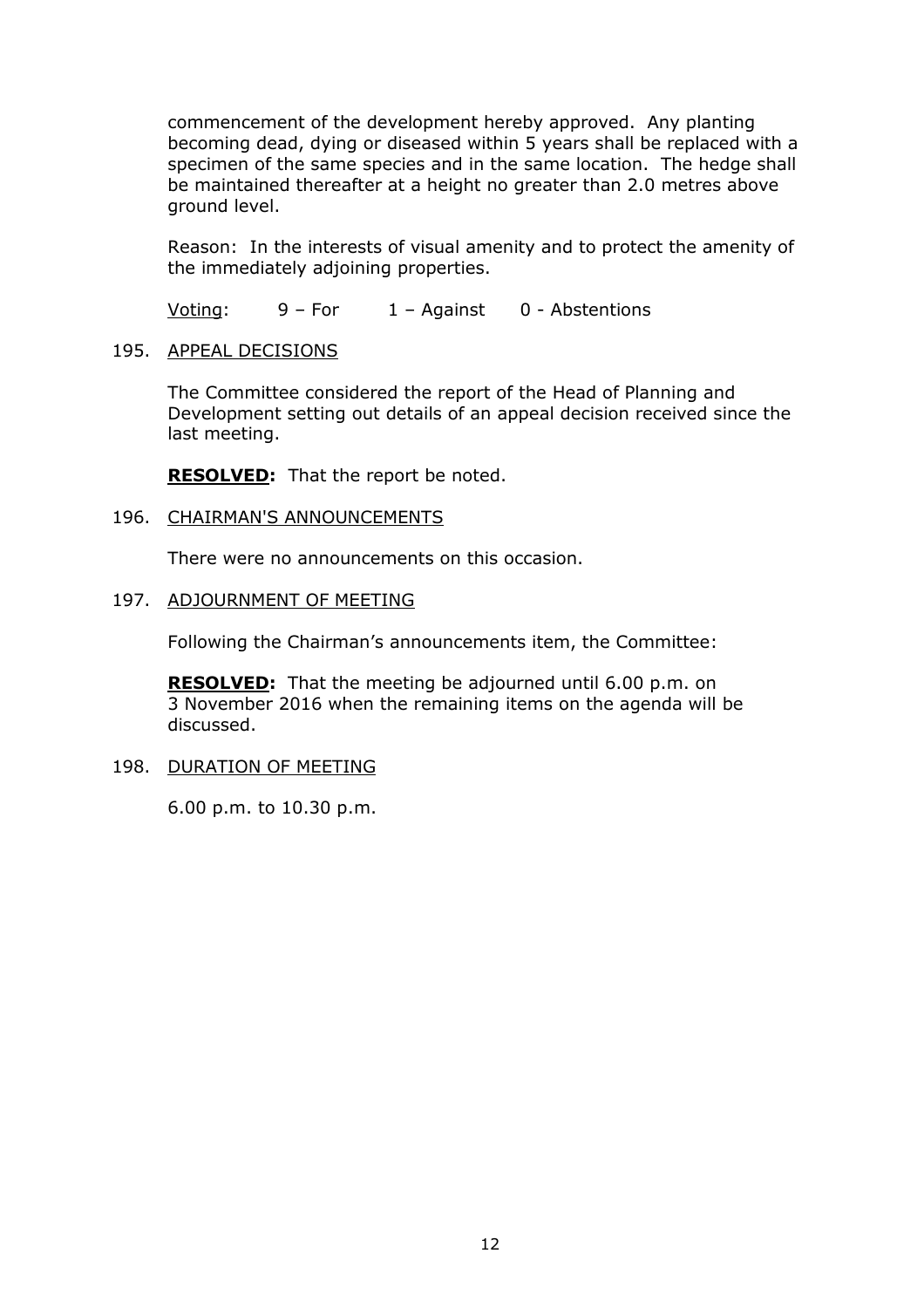commencement of the development hereby approved. Any planting becoming dead, dying or diseased within 5 years shall be replaced with a specimen of the same species and in the same location. The hedge shall be maintained thereafter at a height no greater than 2.0 metres above ground level.

Reason: In the interests of visual amenity and to protect the amenity of the immediately adjoining properties.

Voting: 9 – For 1 – Against 0 - Abstentions

195. APPEAL DECISIONS

The Committee considered the report of the Head of Planning and Development setting out details of an appeal decision received since the last meeting.

**RESOLVED:** That the report be noted.

196. CHAIRMAN'S ANNOUNCEMENTS

There were no announcements on this occasion.

197. ADJOURNMENT OF MEETING

Following the Chairman's announcements item, the Committee:

**RESOLVED:** That the meeting be adjourned until 6.00 p.m. on 3 November 2016 when the remaining items on the agenda will be discussed.

198. DURATION OF MEETING

6.00 p.m. to 10.30 p.m.